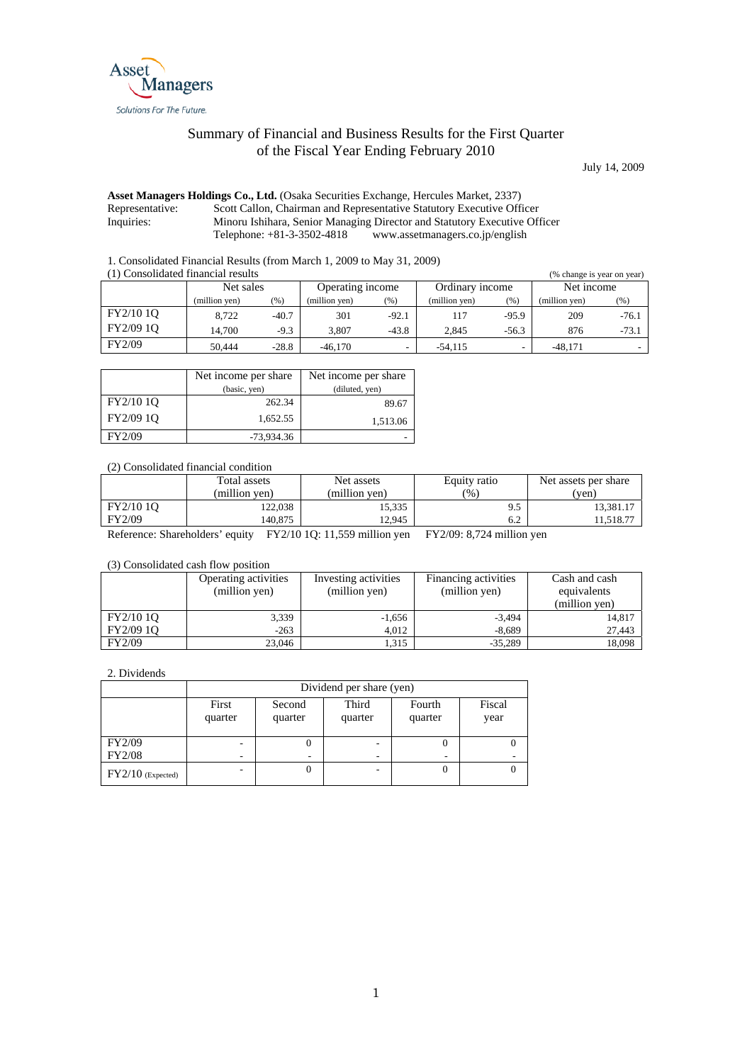Asset Managers
Solutions For The Future.

# Summary of Financial and Business Results for the First Quarter of the Fiscal Year Ending February 2010

July 14, 2009

**Asset Managers Holdings Co., Ltd.** (Osaka Securities Exchange, Hercules Market, 2337)
Representative: Scott Callon, Chairman and Representative Statutory Executive Officer
Inquiries: Minoru Ishihara, Senior Managing Director and Statutory Executive Officer
Telephone: +81-3-3502-4818 www.assetmanagers.co.jp/english

1. Consolidated Financial Results (from March 1, 2009 to May 31, 2009)

(1) Consolidated financial results (% change is year on year)

| | Net sales | | Operating income | | Ordinary income | | Net income | |
|---|---|---|---|---|---|---|---|---|
| | (million yen) | (%) | (million yen) | (%) | (million yen) | (%) | (million yen) | (%) |
| FY2/10 1Q | 8,722 | -40.7 | 301 | -92.1 | 117 | -95.9 | 209 | -76.1 |
| FY2/09 1Q | 14,700 | -9.3 | 3,807 | -43.8 | 2,845 | -56.3 | 876 | -73.1 |
| FY2/09 | 50,444 | -28.8 | -46,170 | - | -54,115 | - | -48,171 | - |

| | Net income per share (basic, yen) | Net income per share (diluted, yen) |
|---|---|---|
| FY2/10 1Q | 262.34 | 89.67 |
| FY2/09 1Q | 1,652.55 | 1,513.06 |
| FY2/09 | -73,934.36 | - |

(2) Consolidated financial condition

| | Total assets (million yen) | Net assets (million yen) | Equity ratio (%) | Net assets per share (yen) |
|---|---|---|---|---|
| FY2/10 1Q | 122,038 | 15,335 | 9.5 | 13,381.17 |
| FY2/09 | 140,875 | 12,945 | 6.2 | 11,518.77 |

Reference: Shareholders' equity FY2/10 1Q: 11,559 million yen FY2/09: 8,724 million yen

(3) Consolidated cash flow position

| | Operating activities (million yen) | Investing activities (million yen) | Financing activities (million yen) | Cash and cash equivalents (million yen) |
|---|---|---|---|---|
| FY2/10 1Q | 3,339 | -1,656 | -3,494 | 14,817 |
| FY2/09 1Q | -263 | 4,012 | -8,689 | 27,443 |
| FY2/09 | 23,046 | 1,315 | -35,289 | 18,098 |

2. Dividends

| | Dividend per share (yen) | | | | |
|---|---|---|---|---|---|
| | First quarter | Second quarter | Third quarter | Fourth quarter | Fiscal year |
| FY2/09 | - | 0 | - | 0 | 0 |
| FY2/08 | - | - | - | - | - |
| FY2/10 (Expected) | - | 0 | - | 0 | 0 |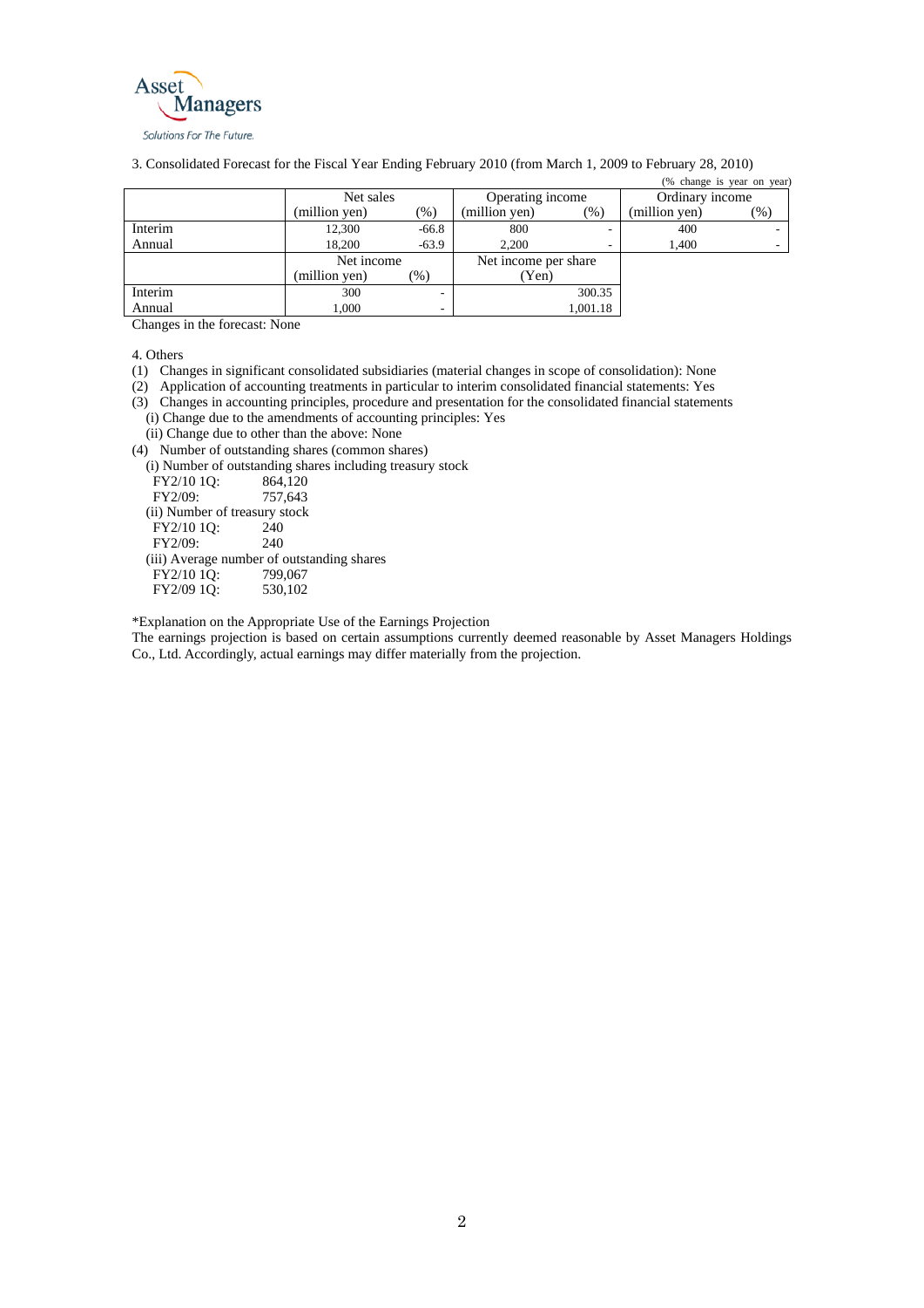Solutions For The Future.

3. Consolidated Forecast for the Fiscal Year Ending February 2010 (from March 1, 2009 to February 28, 2010)

(% change is year on year)

| | Net sales | | Operating income | | Ordinary income | |
|---|---|---|---|---|---|---|
| | (million yen) | (%) | (million yen) | (%) | (million yen) | (%) |
| Interim | 12,300 | -66.8 | 800 | - | 400 | - |
| Annual | 18,200 | -63.9 | 2,200 | - | 1,400 | - |

| | Net income | | Net income per share |
|---|---|---|---|
| | (million yen) | (%) | (Yen) |
| Interim | 300 | - | 300.35 |
| Annual | 1,000 | - | 1,001.18 |

Changes in the forecast: None

4. Others

(1) Changes in significant consolidated subsidiaries (material changes in scope of consolidation): None

(2) Application of accounting treatments in particular to interim consolidated financial statements: Yes

(3) Changes in accounting principles, procedure and presentation for the consolidated financial statements
 (i) Change due to the amendments of accounting principles: Yes
 (ii) Change due to other than the above: None

(4) Number of outstanding shares (common shares)
 (i) Number of outstanding shares including treasury stock
  FY2/10 1Q: 864,120
  FY2/09: 757,643
 (ii) Number of treasury stock
  FY2/10 1Q: 240
  FY2/09: 240
 (iii) Average number of outstanding shares
  FY2/10 1Q: 799,067
  FY2/09 1Q: 530,102

*Explanation on the Appropriate Use of the Earnings Projection

The earnings projection is based on certain assumptions currently deemed reasonable by Asset Managers Holdings Co., Ltd. Accordingly, actual earnings may differ materially from the projection.